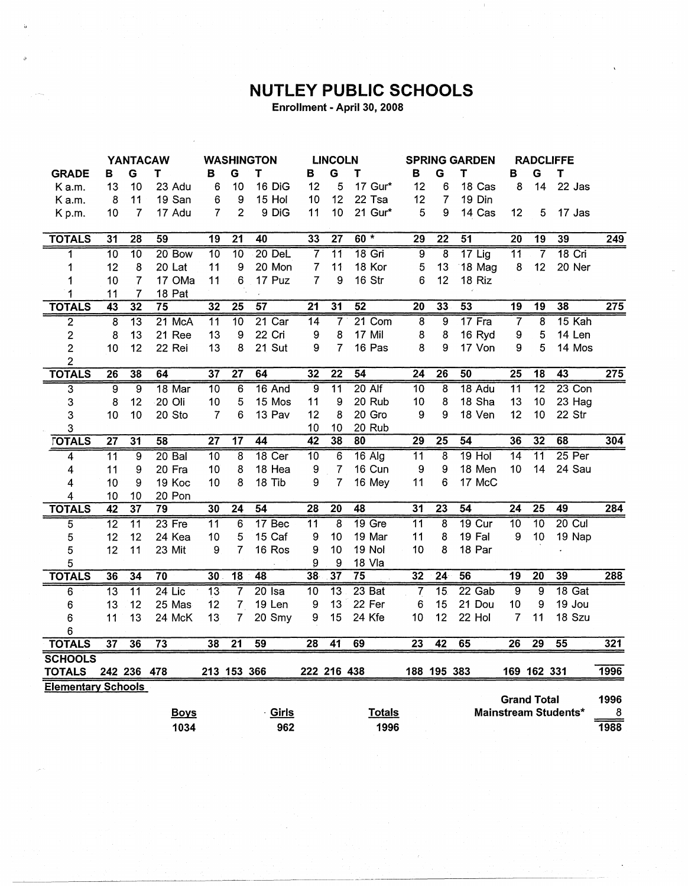# NUTLEY PUBLIC SCHOOLS

**Enrollment - April 30, 2008**

| | YANTACAW | | | WASHINGTON | | | LINCOLN | | | SPRING GARDEN | | | RADCLIFFE | | | |
|---|---|---|---|---|---|---|---|---|---|---|---|---|---|---|---|---|
| **GRADE** | **B** | **G** | **T** | **B** | **G** | **T** | **B** | **G** | **T** | **B** | **G** | **T** | **B** | **G** | **T** | |
| K a.m. | 13 | 10 | 23 Adu | 6 | 10 | 16 DiG | 12 | 5 | 17 Gur* | 12 | 6 | 18 Cas | 8 | 14 | 22 Jas | |
| K a.m. | 8 | 11 | 19 San | 6 | 9 | 15 Hol | 10 | 12 | 22 Tsa | 12 | 7 | 19 Din | | | | |
| K p.m. | 10 | 7 | 17 Adu | 7 | 2 | 9 DiG | 11 | 10 | 21 Gur* | 5 | 9 | 14 Cas | 12 | 5 | 17 Jas | |
| **TOTALS** | 31 | 28 | 59 | 19 | 21 | 40 | 33 | 27 | 60 * | 29 | 22 | 51 | 20 | 19 | 39 | 249 |
| 1 | 10 | 10 | 20 Bow | 10 | 10 | 20 DeL | 7 | 11 | 18 Gri | 9 | 8 | 17 Lig | 11 | 7 | 18 Cri | |
| 1 | 12 | 8 | 20 Lat | 11 | 9 | 20 Mon | 7 | 11 | 18 Kor | 5 | 13 | 18 Mag | 8 | 12 | 20 Ner | |
| 1 | 10 | 7 | 17 OMa | 11 | 6 | 17 Puz | 7 | 9 | 16 Str | 6 | 12 | 18 Riz | | | | |
| 1 | 11 | 7 | 18 Pat | | | | | | | | | | | | | |
| **TOTALS** | 43 | 32 | 75 | 32 | 25 | 57 | 21 | 31 | 52 | 20 | 33 | 53 | 19 | 19 | 38 | 275 |
| 2 | 8 | 13 | 21 McA | 11 | 10 | 21 Car | 14 | 7 | 21 Com | 8 | 9 | 17 Fra | 7 | 8 | 15 Kah | |
| 2 | 8 | 13 | 21 Ree | 13 | 9 | 22 Cri | 9 | 8 | 17 Mil | 8 | 8 | 16 Ryd | 9 | 5 | 14 Len | |
| 2 | 10 | 12 | 22 Rei | 13 | 8 | 21 Sut | 9 | 7 | 16 Pas | 8 | 9 | 17 Von | 9 | 5 | 14 Mos | |
| 2 | | | | | | | | | | | | | | | | |
| **TOTALS** | 26 | 38 | 64 | 37 | 27 | 64 | 32 | 22 | 54 | 24 | 26 | 50 | 25 | 18 | 43 | 275 |
| 3 | 9 | 9 | 18 Mar | 10 | 6 | 16 And | 9 | 11 | 20 Alf | 10 | 8 | 18 Adu | 11 | 12 | 23 Con | |
| 3 | 8 | 12 | 20 Oli | 10 | 5 | 15 Mos | 11 | 9 | 20 Rub | 10 | 8 | 18 Sha | 13 | 10 | 23 Hag | |
| 3 | 10 | 10 | 20 Sto | 7 | 6 | 13 Pav | 12 | 8 | 20 Gro | 9 | 9 | 18 Ven | 12 | 10 | 22 Str | |
| 3 | | | | | | | 10 | 10 | 20 Rub | | | | | | | |
| **TOTALS** | 27 | 31 | 58 | 27 | 17 | 44 | 42 | 38 | 80 | 29 | 25 | 54 | 36 | 32 | 68 | 304 |
| 4 | 11 | 9 | 20 Bal | 10 | 8 | 18 Cer | 10 | 6 | 16 Alg | 11 | 8 | 19 Hol | 14 | 11 | 25 Per | |
| 4 | 11 | 9 | 20 Fra | 10 | 8 | 18 Hea | 9 | 7 | 16 Cun | 9 | 9 | 18 Men | 10 | 14 | 24 Sau | |
| 4 | 10 | 9 | 19 Koc | 10 | 8 | 18 Tib | 9 | 7 | 16 Mey | 11 | 6 | 17 McC | | | | |
| 4 | 10 | 10 | 20 Pon | | | | | | | | | | | | | |
| **TOTALS** | 42 | 37 | 79 | 30 | 24 | 54 | 28 | 20 | 48 | 31 | 23 | 54 | 24 | 25 | 49 | 284 |
| 5 | 12 | 11 | 23 Fre | 11 | 6 | 17 Bec | 11 | 8 | 19 Gre | 11 | 8 | 19 Cur | 10 | 10 | 20 Cul | |
| 5 | 12 | 12 | 24 Kea | 10 | 5 | 15 Caf | 9 | 10 | 19 Mar | 11 | 8 | 19 Fal | 9 | 10 | 19 Nap | |
| 5 | 12 | 11 | 23 Mit | 9 | 7 | 16 Ros | 9 | 10 | 19 Nol | 10 | 8 | 18 Par | | | | |
| 5 | | | | | | | 9 | 9 | 18 Vla | | | | | | | |
| **TOTALS** | 36 | 34 | 70 | 30 | 18 | 48 | 38 | 37 | 75 | 32 | 24 | 56 | 19 | 20 | 39 | 288 |
| 6 | 13 | 11 | 24 Lic | 13 | 7 | 20 Isa | 10 | 13 | 23 Bat | 7 | 15 | 22 Gab | 9 | 9 | 18 Gat | |
| 6 | 13 | 12 | 25 Mas | 12 | 7 | 19 Len | 9 | 13 | 22 Fer | 6 | 15 | 21 Dou | 10 | 9 | 19 Jou | |
| 6 | 11 | 13 | 24 McK | 13 | 7 | 20 Smy | 9 | 15 | 24 Kfe | 10 | 12 | 22 Hol | 7 | 11 | 18 Szu | |
| 6 | | | | | | | | | | | | | | | | |
| **TOTALS** | 37 | 36 | 73 | 38 | 21 | 59 | 28 | 41 | 69 | 23 | 42 | 65 | 26 | 29 | 55 | 321 |
| **SCHOOLS TOTALS** | 242 | 236 | 478 | 213 | 153 | 366 | 222 | 216 | 438 | 188 | 195 | 383 | 169 | 162 | 331 | 1996 |

**Elementary Schools**

| Boys | Girls | Totals |
|---|---|---|
| 1034 | 962 | 1996 |

| | |
|---|---|
| **Grand Total** | 1996 |
| **Mainstream Students*** | 8 |
| | 1988 |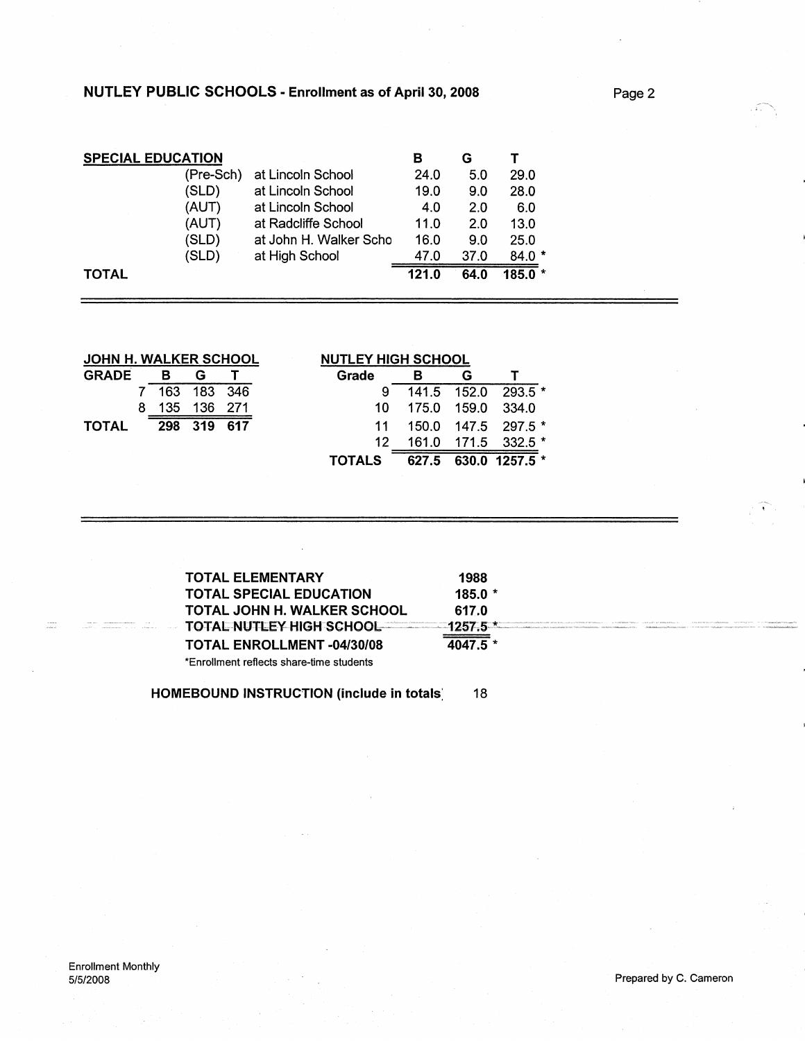## NUTLEY PUBLIC SCHOOLS - Enrollment as of April 30, 2008

| SPECIAL EDUCATION | | | B | G | T |
|---|---|---|---|---|---|
| | (Pre-Sch) | at Lincoln School | 24.0 | 5.0 | 29.0 |
| | (SLD) | at Lincoln School | 19.0 | 9.0 | 28.0 |
| | (AUT) | at Lincoln School | 4.0 | 2.0 | 6.0 |
| | (AUT) | at Radcliffe School | 11.0 | 2.0 | 13.0 |
| | (SLD) | at John H. Walker Scho | 16.0 | 9.0 | 25.0 |
| | (SLD) | at High School | 47.0 | 37.0 | 84.0 * |
| **TOTAL** | | | **121.0** | **64.0** | **185.0 *** |

**JOHN H. WALKER SCHOOL**

| GRADE | B | G | T |
|---|---|---|---|
| 7 | 163 | 183 | 346 |
| 8 | 135 | 136 | 271 |
| **TOTAL** | **298** | **319** | **617** |

**NUTLEY HIGH SCHOOL**

| Grade | B | G | T |
|---|---|---|---|
| 9 | 141.5 | 152.0 | 293.5 * |
| 10 | 175.0 | 159.0 | 334.0 |
| 11 | 150.0 | 147.5 | 297.5 * |
| 12 | 161.0 | 171.5 | 332.5 * |
| **TOTALS** | **627.5** | **630.0** | **1257.5 *** |

| | |
|---|---|
| **TOTAL ELEMENTARY** | **1988** |
| **TOTAL SPECIAL EDUCATION** | **185.0 *** |
| **TOTAL JOHN H. WALKER SCHOOL** | **617.0** |
| **TOTAL NUTLEY HIGH SCHOOL** | **1257.5 *** |
| **TOTAL ENROLLMENT -04/30/08** | **4047.5 *** |

*Enrollment reflects share-time students

**HOMEBOUND INSTRUCTION (include in totals)** 18

Enrollment Monthly
5/5/2008

Prepared by C. Cameron